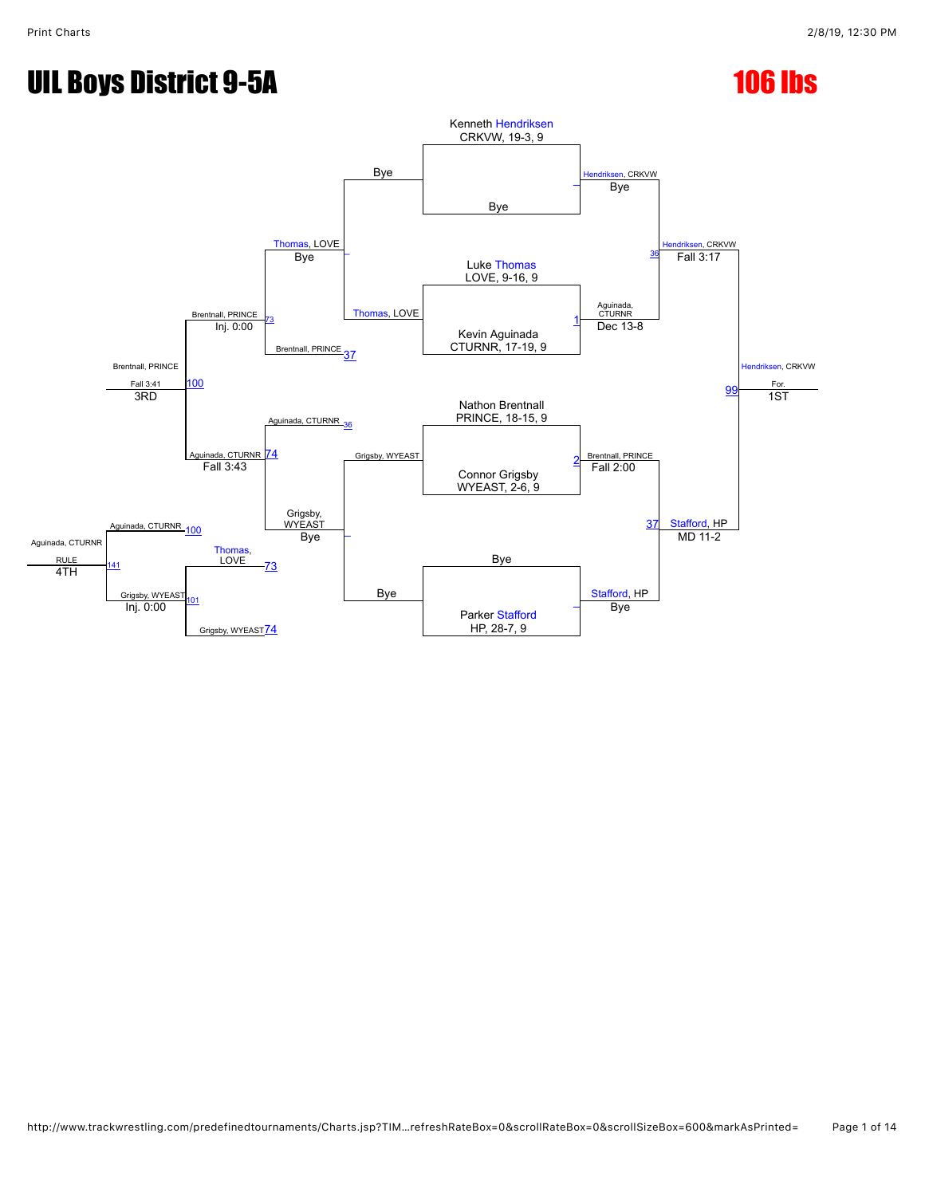# UIL Boys District 9-5A

## 106 lbs

### Championship Bracket

**First Round**

- Kenneth Hendriksen, CRKVW, 19-3, 9 vs. Bye — Hendriksen, CRKVW (Bye)
- Luke Thomas, LOVE, 9-16, 9 vs. Kevin Aguinada, CTURNR, 17-19, 9 — Match 1: Aguinada, CTURNR (Dec 13-8)
- Nathon Brentnall, PRINCE, 18-15, 9 vs. Connor Grigsby, WYEAST, 2-6, 9 — Match 2: Brentnall, PRINCE (Fall 2:00)
- Bye vs. Parker Stafford, HP, 28-7, 9 — Stafford, HP (Bye)

**Semifinals**

- Match 36: Hendriksen, CRKVW vs. Aguinada, CTURNR — Hendriksen, CRKVW (Fall 3:17)
- Match 37: Brentnall, PRINCE vs. Stafford, HP — Stafford, HP (MD 11-2)

**Final**

- Match 99: Hendriksen, CRKVW vs. Stafford, HP — Hendriksen, CRKVW (For.) — 1ST

### Consolation Bracket

**Consolation Round 1**

- Thomas, LOVE vs. Bye — Thomas, LOVE (Bye)
- Grigsby, WYEAST vs. Bye — Grigsby, WYEAST (Bye)

**Consolation Round 2**

- Match 73: Thomas, LOVE vs. Brentnall, PRINCE (37) — Brentnall, PRINCE (Inj. 0:00)
- Match 74: Aguinada, CTURNR (36) vs. Grigsby, WYEAST — Aguinada, CTURNR (Fall 3:43)

**3rd Place**

- Match 100: Brentnall, PRINCE vs. Aguinada, CTURNR — Brentnall, PRINCE (Fall 3:41) — 3RD

**5th Place**

- Match 101: Thomas, LOVE (73) vs. Grigsby, WYEAST (74) — Grigsby, WYEAST (Inj. 0:00)

**4th Place**

- Match 141: Aguinada, CTURNR (100) vs. Grigsby, WYEAST (101) — Aguinada, CTURNR (RULE) — 4TH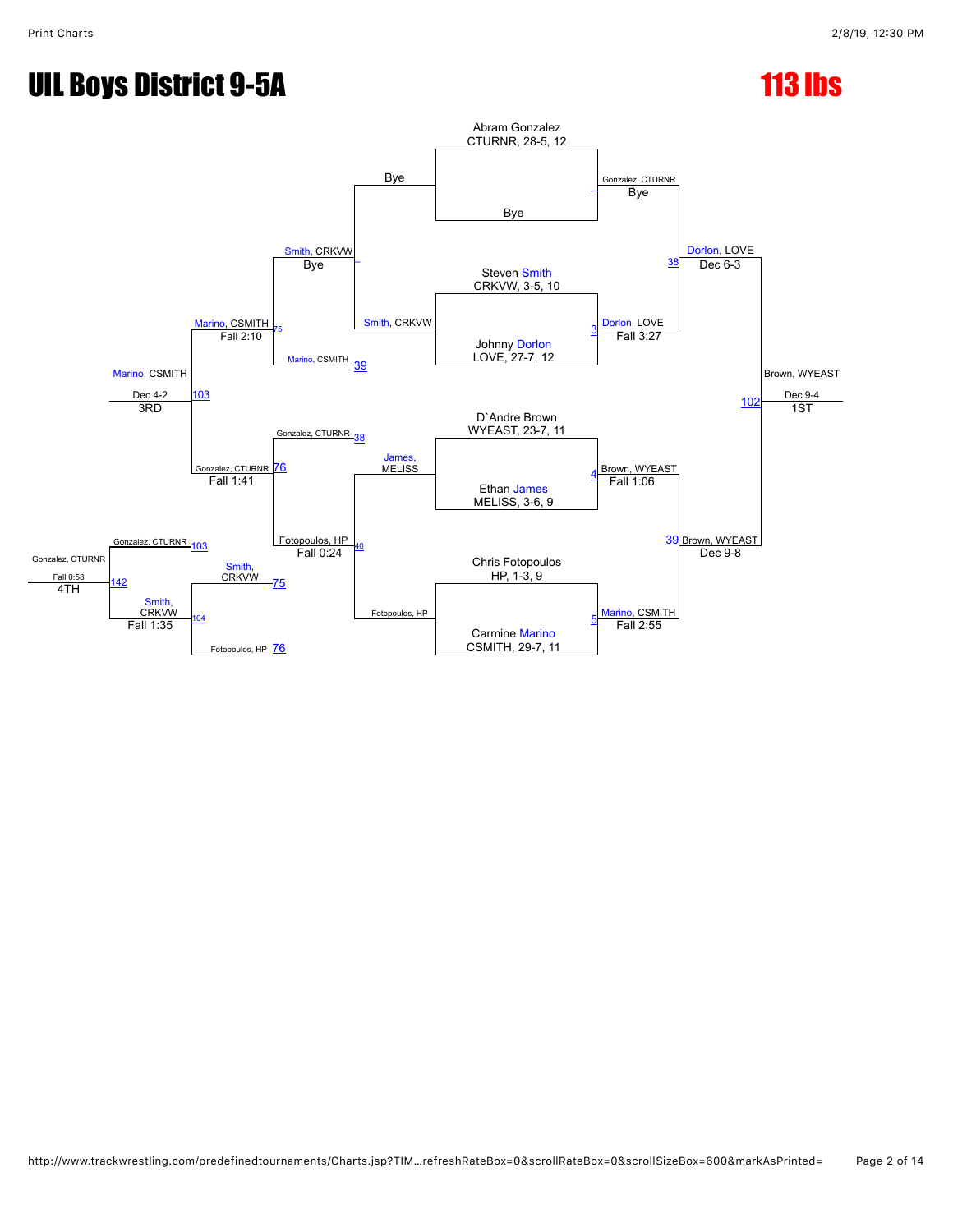# UIL Boys District 9-5A

## 113 lbs

### Championship Bracket

**First Round**

- Abram Gonzalez, CTURNR, 28-5, 12 vs. Bye — Gonzalez, CTURNR (Bye)
- Steven Smith, CRKVW, 3-5, 10 vs. Johnny Dorlon, LOVE, 27-7, 12 — Dorlon, LOVE (Fall 3:27) [3]
- D`Andre Brown, WYEAST, 23-7, 11 vs. Ethan James, MELISS, 3-6, 9 — Brown, WYEAST (Fall 1:06) [4]
- Chris Fotopoulos, HP, 1-3, 9 vs. Carmine Marino, CSMITH, 29-7, 11 — Marino, CSMITH (Fall 2:55) [5]

**Semifinals**

- Gonzalez, CTURNR vs. Dorlon, LOVE — Dorlon, LOVE (Dec 6-3) [38]
- Brown, WYEAST vs. Marino, CSMITH — Brown, WYEAST (Dec 9-8) [39]

**Final**

- Dorlon, LOVE vs. Brown, WYEAST — Brown, WYEAST (Dec 9-4) [102] — 1ST

### Consolation Bracket

- Bye vs. Smith, CRKVW — Smith, CRKVW (Bye)
- James, MELISS vs. Fotopoulos, HP — Fotopoulos, HP (Fall 0:24) [40]
- Smith, CRKVW vs. Marino, CSMITH [39] — Marino, CSMITH (Fall 2:10) [75]
- Gonzalez, CTURNR [38] vs. Fotopoulos, HP — Gonzalez, CTURNR (Fall 1:41) [76]
- Marino, CSMITH vs. Gonzalez, CTURNR — Marino, CSMITH (Dec 4-2) [103] — 3RD

### 4th Place

- Smith, CRKVW [75] vs. Fotopoulos, HP [76] — Smith, CRKVW (Fall 1:35) [104]
- Gonzalez, CTURNR [103] vs. Smith, CRKVW — Gonzalez, CTURNR (Fall 0:58) [142] — 4TH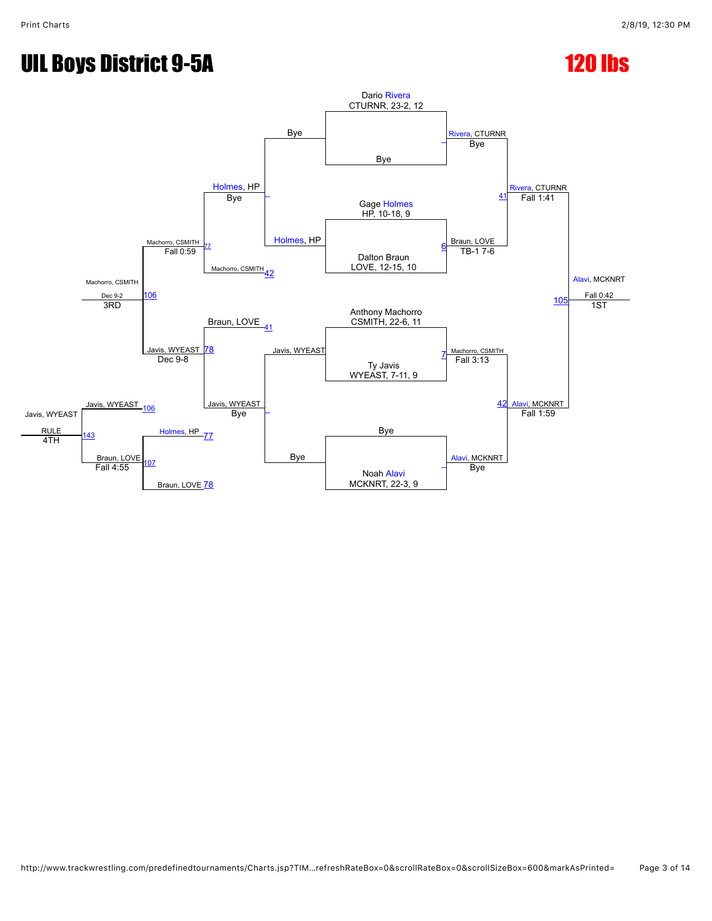# UIL Boys District 9-5A

## 120 lbs

### Championship Bracket

**Quarterfinals**

- Dario Rivera, CTURNR, 23-2, 12 vs Bye — Rivera, CTURNR (Bye)
- Gage Holmes, HP, 10-18, 9 vs Dalton Braun, LOVE, 12-15, 10 — Braun, LOVE (TB-1 7-6) [6]
- Anthony Machorro, CSMITH, 22-6, 11 vs Ty Javis, WYEAST, 7-11, 9 — Machorro, CSMITH (Fall 3:13) [7]
- Bye vs Noah Alavi, MCKNRT, 22-3, 9 — Alavi, MCKNRT (Bye)

**Semifinals**

- Rivera, CTURNR vs Braun, LOVE — Rivera, CTURNR (Fall 1:41) [41]
- Machorro, CSMITH vs Alavi, MCKNRT — Alavi, MCKNRT (Fall 1:59) [42]

**Final**

- Rivera, CTURNR vs Alavi, MCKNRT — Alavi, MCKNRT (Fall 0:42) [105] — 1ST

### Consolation Bracket

**First Round**

- Bye vs Holmes, HP — Holmes, HP (Bye)
- Javis, WYEAST vs Bye — Javis, WYEAST (Bye)

**Second Round**

- Holmes, HP vs Machorro, CSMITH [42] — Machorro, CSMITH (Fall 0:59) [77]
- Braun, LOVE [41] vs Javis, WYEAST — Javis, WYEAST (Dec 9-8) [78]

**3rd Place**

- Machorro, CSMITH vs Javis, WYEAST — Machorro, CSMITH (Dec 9-2) [106] — 3RD

**Consolation (4th/5th)**

- Holmes, HP [77] vs Braun, LOVE [78] — Braun, LOVE (Fall 4:55) [107]

**4th Place**

- Javis, WYEAST [106] vs Braun, LOVE [107] — Javis, WYEAST (RULE) [143] — 4TH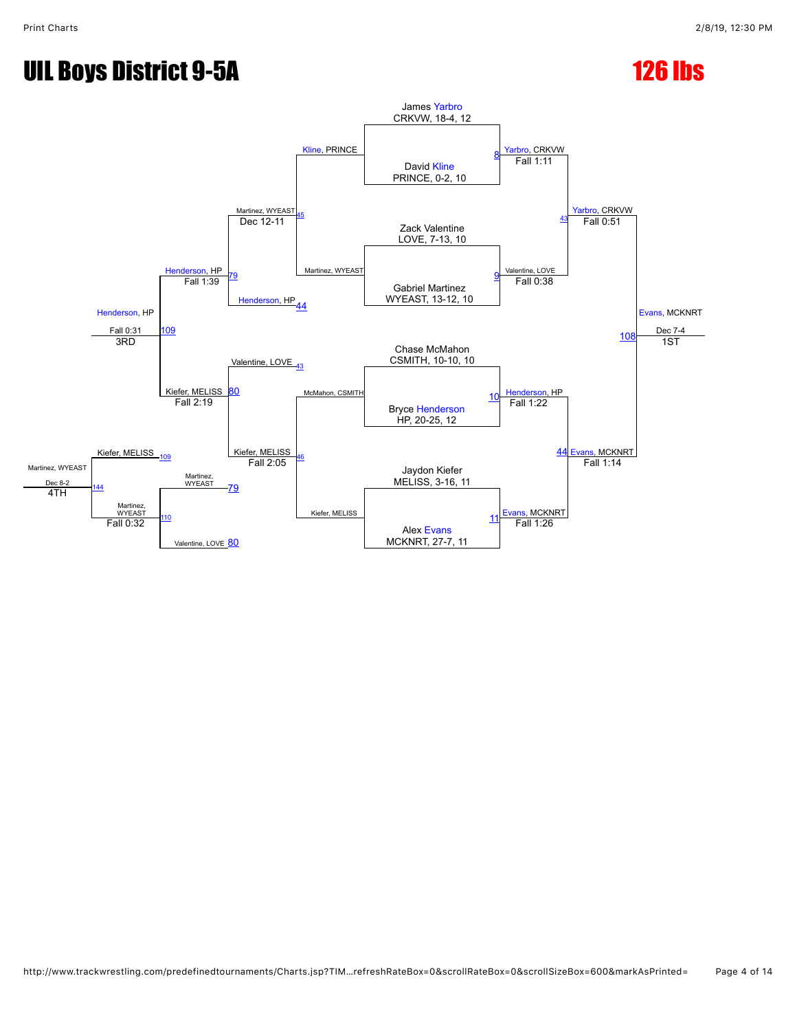# UIL Boys District 9-5A

## 126 lbs

### Championship Bracket

**Quarterfinals**

| Bout | Wrestler 1 | Wrestler 2 | Winner | Result |
|---|---|---|---|---|
| 8 | James Yarbro, CRKVW, 18-4, 12 | David Kline, PRINCE, 0-2, 10 | Yarbro, CRKVW | Fall 1:11 |
| 9 | Zack Valentine, LOVE, 7-13, 10 | Gabriel Martinez, WYEAST, 13-12, 10 | Valentine, LOVE | Fall 0:38 |
| 10 | Chase McMahon, CSMITH, 10-10, 10 | Bryce Henderson, HP, 20-25, 12 | Henderson, HP | Fall 1:22 |
| 11 | Jaydon Kiefer, MELISS, 3-16, 11 | Alex Evans, MCKNRT, 27-7, 11 | Evans, MCKNRT | Fall 1:26 |

**Semifinals**

| Bout | Wrestler 1 | Wrestler 2 | Winner | Result |
|---|---|---|---|---|
| 43 | Yarbro, CRKVW | Valentine, LOVE | Yarbro, CRKVW | Fall 0:51 |
| 44 | Henderson, HP | Evans, MCKNRT | Evans, MCKNRT | Fall 1:14 |

**Final**

| Bout | Wrestler 1 | Wrestler 2 | Winner | Result | Place |
|---|---|---|---|---|---|
| 108 | Yarbro, CRKVW | Evans, MCKNRT | Evans, MCKNRT | Dec 7-4 | 1ST |

### Consolation Bracket

| Bout | Wrestler 1 | Wrestler 2 | Winner | Result |
|---|---|---|---|---|
| 45 | Kline, PRINCE | Martinez, WYEAST | Martinez, WYEAST | Dec 12-11 |
| 46 | McMahon, CSMITH | Kiefer, MELISS | Kiefer, MELISS | Fall 2:05 |
| 79 | Martinez, WYEAST | Henderson, HP | Henderson, HP | Fall 1:39 |
| 80 | Valentine, LOVE | Kiefer, MELISS | Kiefer, MELISS | Fall 2:19 |
| 109 | Henderson, HP | Kiefer, MELISS | Henderson, HP | Fall 0:31 (3RD) |
| 110 | Martinez, WYEAST | Valentine, LOVE | Martinez, WYEAST | Fall 0:32 |
| 144 | Kiefer, MELISS | Martinez, WYEAST | Martinez, WYEAST | Dec 8-2 (4TH) |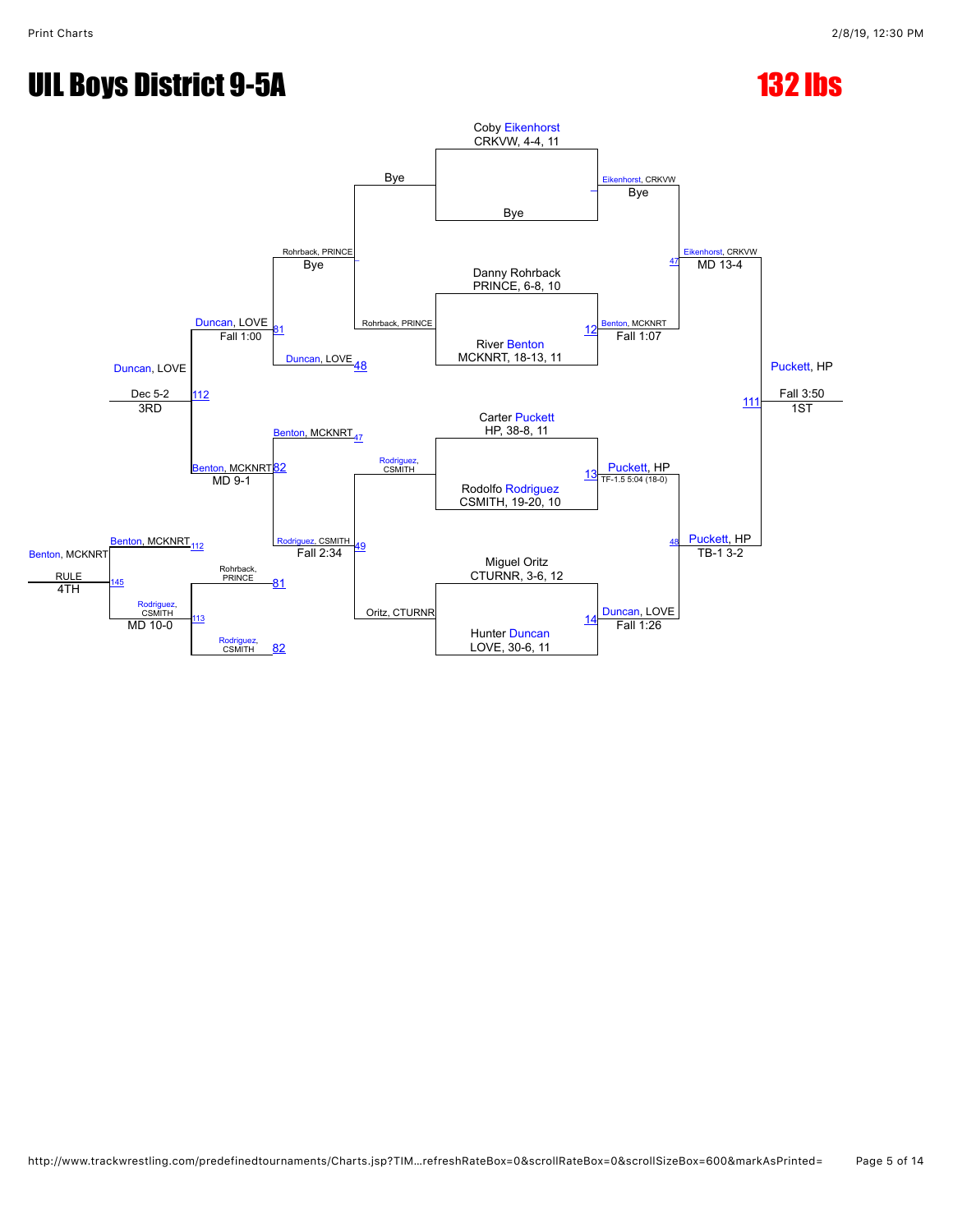# UIL Boys District 9-5A

## 132 lbs

### Championship Bracket

**First Round**

- Coby Eikenhorst, CRKVW, 4-4, 11 vs. Bye — Eikenhorst, CRKVW (Bye)
- Danny Rohrback, PRINCE, 6-8, 10 vs. River Benton, MCKNRT, 18-13, 11 — Match 12: Benton, MCKNRT (Fall 1:07)
- Carter Puckett, HP, 38-8, 11 vs. Rodolfo Rodriguez, CSMITH, 19-20, 10 — Match 13: Puckett, HP (TF-1.5 5:04 (18-0))
- Miguel Oritz, CTURNR, 3-6, 12 vs. Hunter Duncan, LOVE, 30-6, 11 — Match 14: Duncan, LOVE (Fall 1:26)

**Semifinals**

- Eikenhorst, CRKVW vs. Benton, MCKNRT — Match 47: Eikenhorst, CRKVW (MD 13-4)
- Puckett, HP vs. Duncan, LOVE — Match 48: Puckett, HP (TB-1 3-2)

**Final**

- Eikenhorst, CRKVW vs. Puckett, HP — Match 111: Puckett, HP (Fall 3:50) — 1ST

### Consolation Bracket

**Consolation Round 1**

- Bye vs. Rohrback, PRINCE — Rohrback, PRINCE (Bye)
- Rodriguez, CSMITH vs. Oritz, CTURNR — Match 49: Rodriguez, CSMITH (Fall 2:34)

**Consolation Semifinals**

- Rohrback, PRINCE vs. Duncan, LOVE (Match 48 loser) — Match 81: Duncan, LOVE (Fall 1:00)
- Benton, MCKNRT (Match 47 loser) vs. Rodriguez, CSMITH — Match 82: Benton, MCKNRT (MD 9-1)

**3rd Place**

- Duncan, LOVE vs. Benton, MCKNRT — Match 112: Duncan, LOVE (Dec 5-2) — 3RD

**5th Place**

- Rohrback, PRINCE (Match 81 loser) vs. Rodriguez, CSMITH (Match 82 loser) — Match 113: Rodriguez, CSMITH (MD 10-0)

**4th Place**

- Benton, MCKNRT (Match 112 loser) vs. Rodriguez, CSMITH (Match 113 winner) — Match 145: Benton, MCKNRT (RULE) — 4TH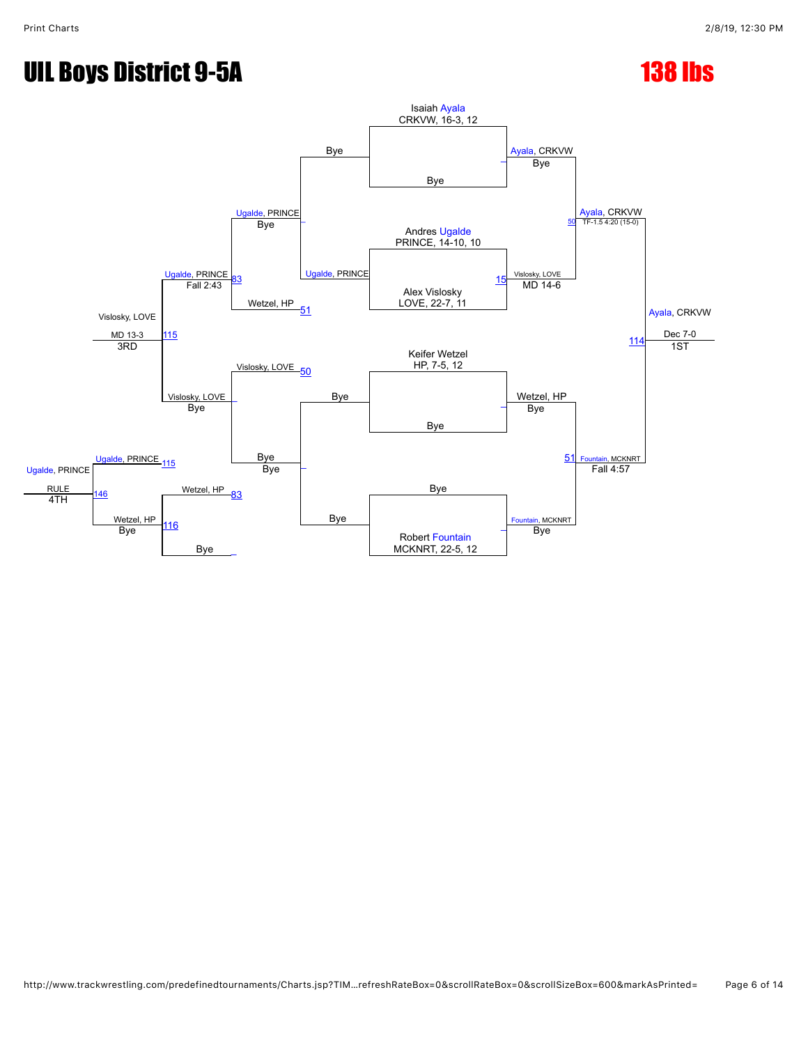# UIL Boys District 9-5A

# 138 lbs

## Championship Bracket

**Isaiah Ayala** — CRKVW, 16-3, 12 vs Bye → Ayala, CRKVW (Bye)

**Andres Ugalde** — PRINCE, 14-10, 10 vs **Alex Vislosky** — LOVE, 22-7, 11 → Vislosky, LOVE (MD 14-6) [15]

**Keifer Wetzel** — HP, 7-5, 12 vs Bye → Wetzel, HP (Bye)

Bye vs **Robert Fountain** — MCKNRT, 22-5, 12 → Fountain, MCKNRT (Bye)

Ayala, CRKVW vs Vislosky, LOVE → Ayala, CRKVW (TF-1.5 4:20 (15-0)) [50]

Wetzel, HP vs Fountain, MCKNRT → Fountain, MCKNRT (Fall 4:57) [51]

Ayala, CRKVW vs Fountain, MCKNRT → **Ayala, CRKVW** (Dec 7-0) [114] — **1ST**

## Consolation Bracket

Bye vs Ugalde, PRINCE → Ugalde, PRINCE (Bye)

Ugalde, PRINCE vs Wetzel, HP [51] → Ugalde, PRINCE (Fall 2:43) [83]

Vislosky, LOVE [50] vs Bye → Vislosky, LOVE (Bye)

Ugalde, PRINCE vs Vislosky, LOVE → Vislosky, LOVE (MD 13-3) [115] — **3RD**

Wetzel, HP [83] vs Bye → Wetzel, HP (Bye) [116]

Ugalde, PRINCE [115] vs Wetzel, HP → Ugalde, PRINCE (RULE) [146] — **4TH**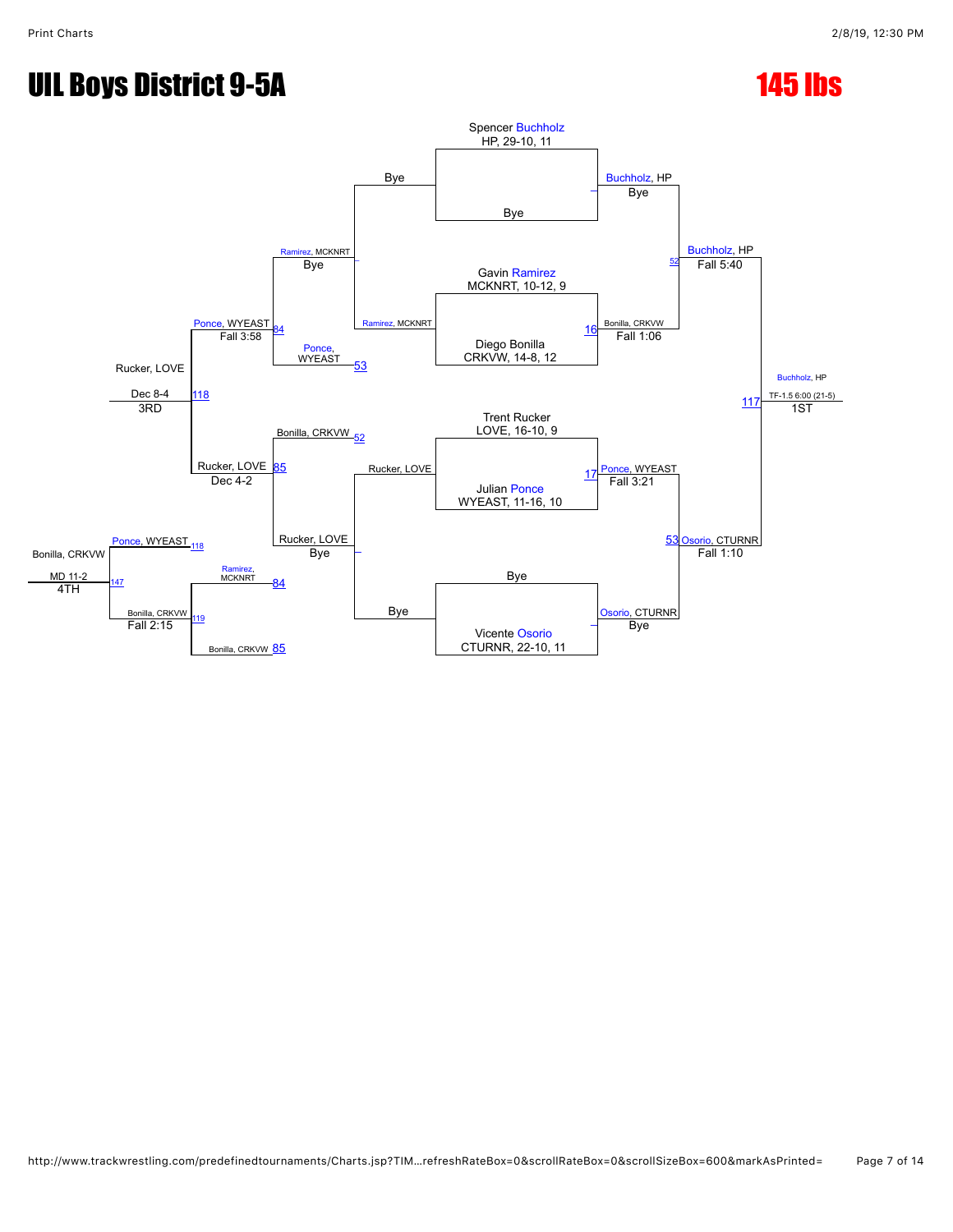# UIL Boys District 9-5A

## 145 lbs

### Championship Bracket

**First Round**

- Spencer Buchholz (HP, 29-10, 11) vs Bye — Buchholz, HP — Bye
- Gavin Ramirez (MCKNRT, 10-12, 9) vs Diego Bonilla (CRKVW, 14-8, 12) — Bonilla, CRKVW — Fall 1:06 (16)
- Trent Rucker (LOVE, 16-10, 9) vs Julian Ponce (WYEAST, 11-16, 10) — Ponce, WYEAST — Fall 3:21 (17)
- Bye vs Vicente Osorio (CTURNR, 22-10, 11) — Osorio, CTURNR — Bye

**Semifinals**

- Buchholz, HP vs Bonilla, CRKVW — Buchholz, HP — Fall 5:40 (52)
- Ponce, WYEAST vs Osorio, CTURNR — Osorio, CTURNR — Fall 1:10 (53)

**Final (117)**

- Buchholz, HP vs Osorio, CTURNR — Buchholz, HP — TF-1.5 6:00 (21-5) — **1ST**

### Consolation Bracket

- Bye vs Ramirez, MCKNRT — Ramirez, MCKNRT — Bye
- Rucker, LOVE vs Bye — Rucker, LOVE — Bye
- Ramirez, MCKNRT vs Ponce, WYEAST (53) — Ponce, WYEAST — Fall 3:58 (84)
- Bonilla, CRKVW (52) vs Rucker, LOVE — Rucker, LOVE — Dec 4-2 (85)
- Ponce, WYEAST vs Rucker, LOVE (118) — Rucker, LOVE — Dec 8-4 — **3RD**
- Ramirez, MCKNRT (84) vs Bonilla, CRKVW (85) — Bonilla, CRKVW — Fall 2:15 (119)
- Ponce, WYEAST (118) vs Bonilla, CRKVW (119) — Bonilla, CRKVW — MD 11-2 (147) — **4TH**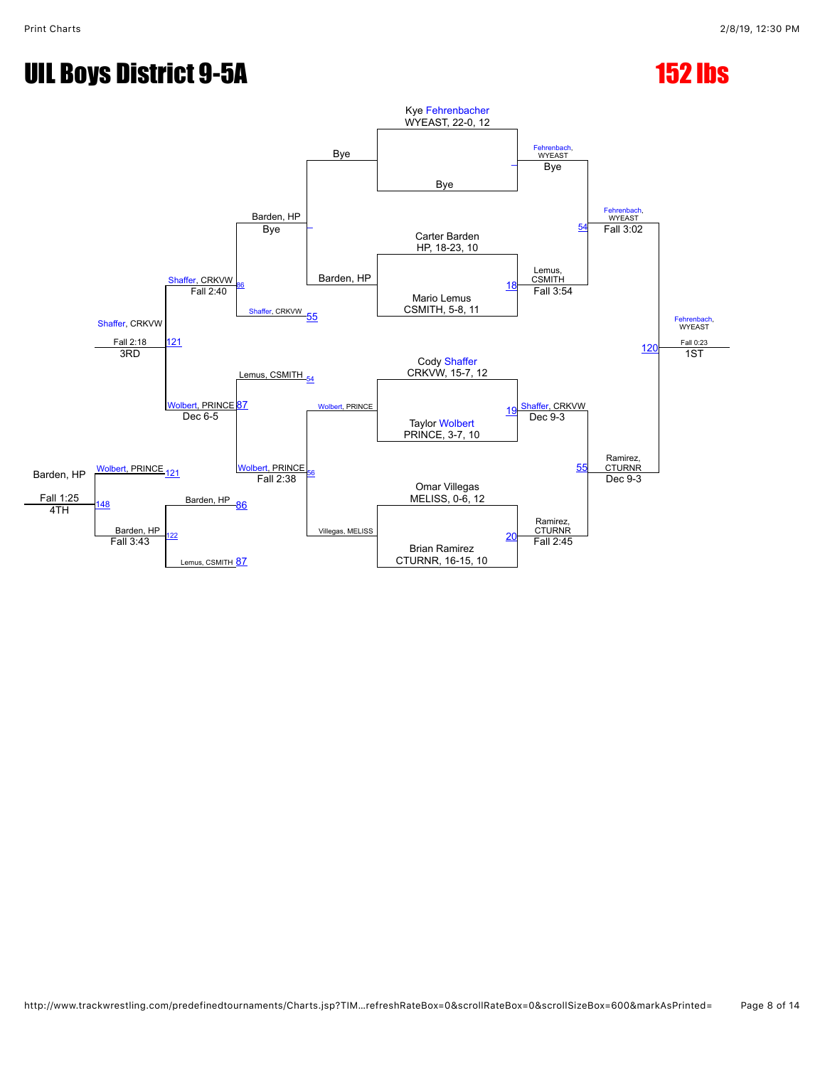# UIL Boys District 9-5A

# 152 lbs

## Championship Bracket

**First round:**

- Kye Fehrenbacher, WYEAST, 22-0, 12 vs. Bye — Fehrenbach, WYEAST: Bye
- Carter Barden, HP, 18-23, 10 vs. Mario Lemus, CSMITH, 5-8, 11 — Match 18: Lemus, CSMITH: Fall 3:54
- Cody Shaffer, CRKVW, 15-7, 12 vs. Taylor Wolbert, PRINCE, 3-7, 10 — Match 19: Shaffer, CRKVW: Dec 9-3
- Omar Villegas, MELISS, 0-6, 12 vs. Brian Ramirez, CTURNR, 16-15, 10 — Match 20: Ramirez, CTURNR: Fall 2:45

**Semifinals:**

- Match 54: Fehrenbach, WYEAST: Fall 3:02
- Match 55: Ramirez, CTURNR: Dec 9-3

**Final:**

- Match 120: Fehrenbach, WYEAST: Fall 0:23 — 1ST

## Consolation Bracket

- Bye vs. Barden, HP — Barden, HP: Bye
- Wolbert, PRINCE vs. Villegas, MELISS — Match 56: Wolbert, PRINCE: Fall 2:38
- Barden, HP vs. Shaffer, CRKVW (55) — Match 86: Shaffer, CRKVW: Fall 2:40
- Lemus, CSMITH (54) vs. Wolbert, PRINCE — Match 87: Wolbert, PRINCE: Dec 6-5
- Match 121: Shaffer, CRKVW: Fall 2:18 — 3RD
- Barden, HP (86) vs. Lemus, CSMITH (87) — Match 122: Barden, HP: Fall 3:43
- Wolbert, PRINCE (121) vs. Barden, HP — Match 148: Barden, HP: Fall 1:25 — 4TH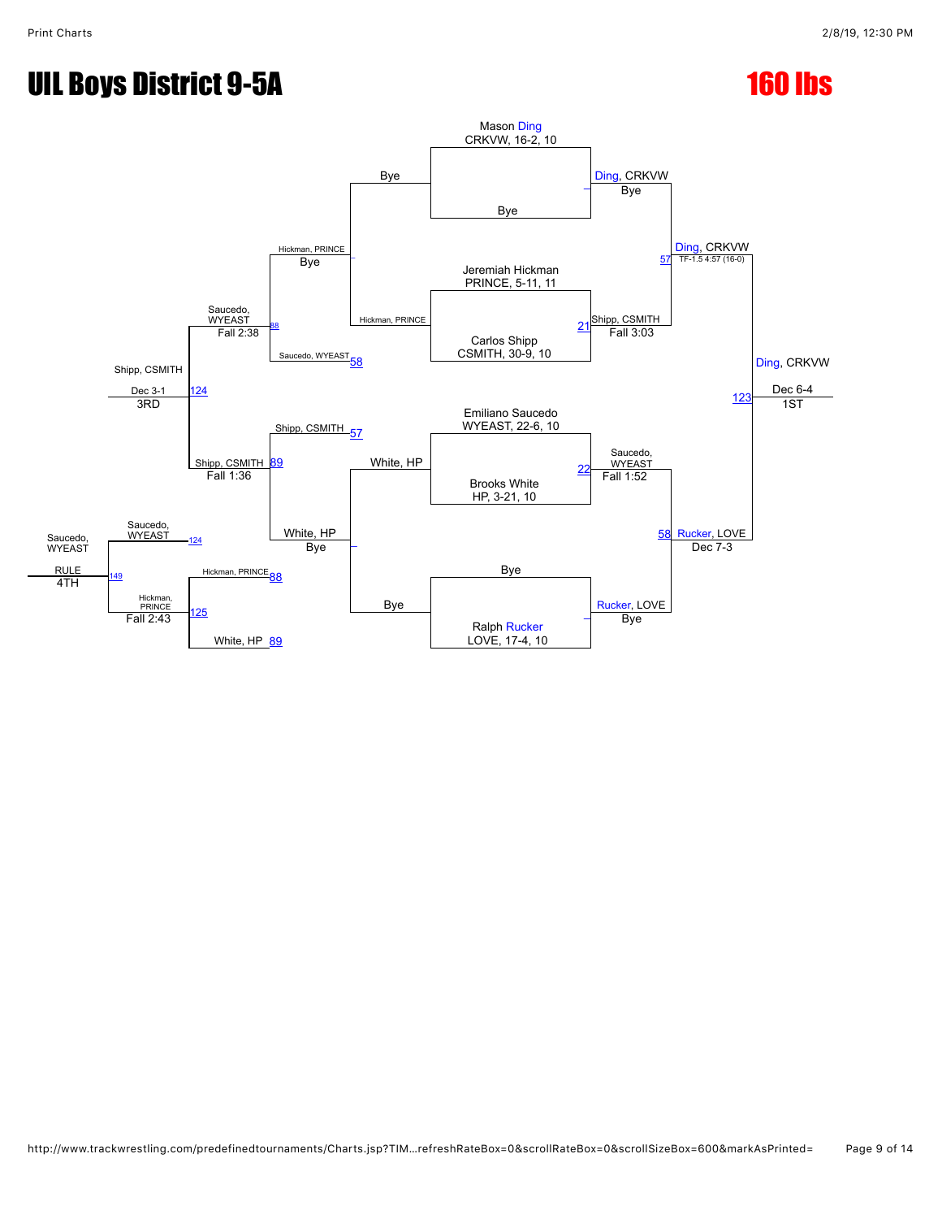# UIL Boys District 9-5A

## 160 lbs

### Championship Bracket

**First Round**

- Mason Ding, CRKVW, 16-2, 10 vs. Bye — Ding, CRKVW (Bye)
- Jeremiah Hickman, PRINCE, 5-11, 11 vs. Carlos Shipp, CSMITH, 30-9, 10 — Match 21: Shipp, CSMITH (Fall 3:03)
- Emiliano Saucedo, WYEAST, 22-6, 10 vs. Brooks White, HP, 3-21, 10 — Match 22: Saucedo, WYEAST (Fall 1:52)
- Bye vs. Ralph Rucker, LOVE, 17-4, 10 — Rucker, LOVE (Bye)

**Semifinals**

- Match 57: Ding, CRKVW — TF-1.5 4:57 (16-0)
- Match 58: Rucker, LOVE — Dec 7-3

**Final**

- Match 123: Ding, CRKVW — Dec 6-4 — **1ST**

### Consolation Bracket

**Consolation First Round**

- Bye vs. Hickman, PRINCE — Hickman, PRINCE (Bye)
- White, HP vs. Bye — White, HP (Bye)

**Consolation Second Round**

- Hickman, PRINCE vs. Saucedo, WYEAST (58) — Match 88: Saucedo, WYEAST (Fall 2:38)
- Shipp, CSMITH (57) vs. White, HP — Match 89: Shipp, CSMITH (Fall 1:36)

**3rd Place**

- Match 124: Shipp, CSMITH — Dec 3-1 — **3RD**

**5th Place Bracket**

- Hickman, PRINCE (88) vs. White, HP (89) — Match 125: Hickman, PRINCE (Fall 2:43)
- Saucedo, WYEAST (124) vs. Hickman, PRINCE (125) — Match 149: Saucedo, WYEAST — RULE — **4TH**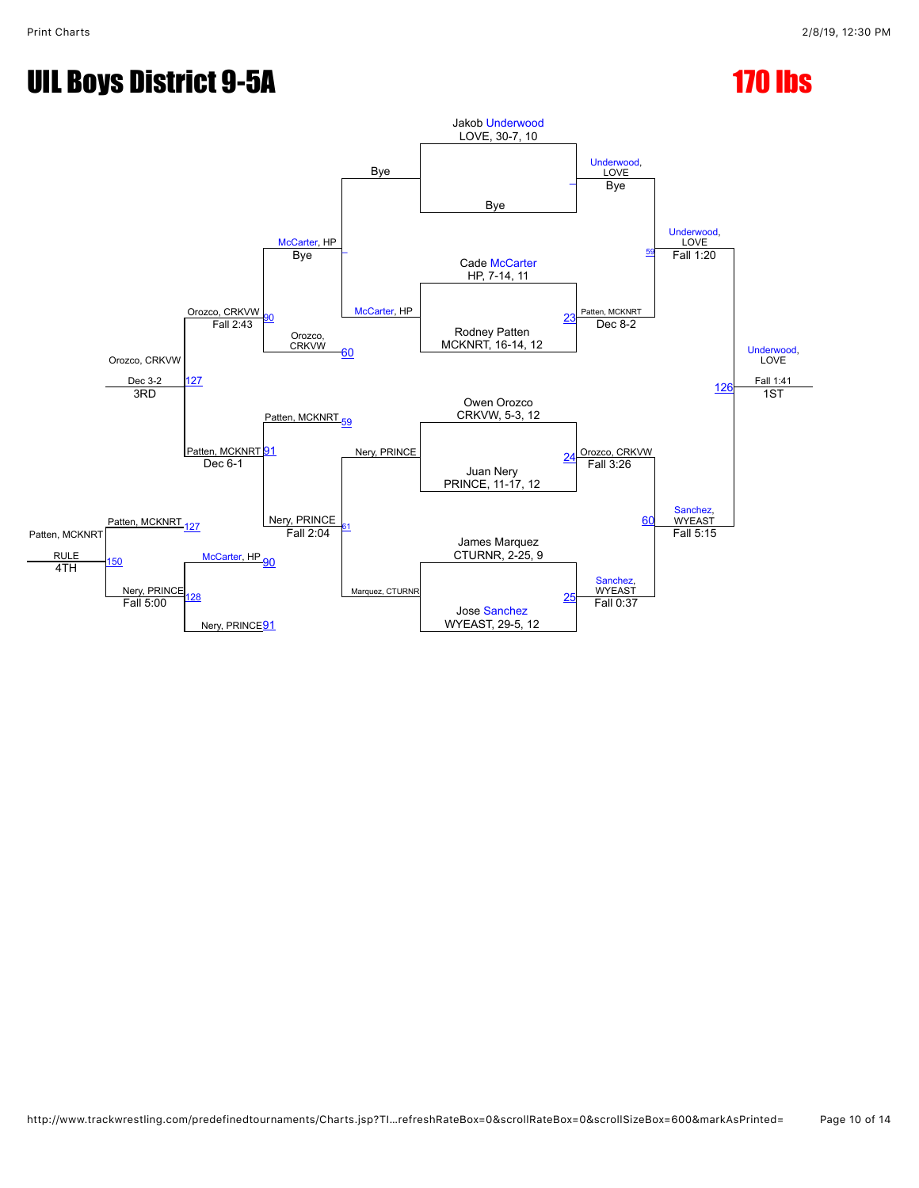# UIL Boys District 9-5A

# 170 lbs

## Championship Bracket

**First Round**

- Jakob Underwood, LOVE, 30-7, 10 vs Bye — Underwood, LOVE (Bye)
- Cade McCarter, HP, 7-14, 11 vs Rodney Patten, MCKNRT, 16-14, 12 — Bout 23: Patten, MCKNRT (Dec 8-2)
- Owen Orozco, CRKVW, 5-3, 12 vs Juan Nery, PRINCE, 11-17, 12 — Bout 24: Orozco, CRKVW (Fall 3:26)
- James Marquez, CTURNR, 2-25, 9 vs Jose Sanchez, WYEAST, 29-5, 12 — Bout 25: Sanchez, WYEAST (Fall 0:37)

**Semifinals**

- Bout 59: Underwood, LOVE vs Patten, MCKNRT — Underwood, LOVE (Fall 1:20)
- Bout 60: Orozco, CRKVW vs Sanchez, WYEAST — Sanchez, WYEAST (Fall 5:15)

**Final**

- Bout 126: Underwood, LOVE vs Sanchez, WYEAST — Underwood, LOVE (Fall 1:41) — 1ST

## Consolation Bracket

**Consolation Round 1**

- Bye vs McCarter, HP — McCarter, HP (Bye)
- Nery, PRINCE vs Marquez, CTURNR — Bout 61: Nery, PRINCE (Fall 2:04)

**Consolation Round 2**

- Bout 90: McCarter, HP vs Orozco, CRKVW (Bout 60) — Orozco, CRKVW (Fall 2:43)
- Bout 91: Patten, MCKNRT (Bout 59) vs Nery, PRINCE — Patten, MCKNRT (Dec 6-1)

**3rd Place**

- Bout 127: Orozco, CRKVW vs Patten, MCKNRT — Orozco, CRKVW (Dec 3-2) — 3RD

**Consolation (for 4th)**

- Bout 128: McCarter, HP (Bout 90) vs Nery, PRINCE (Bout 91) — Nery, PRINCE (Fall 5:00)

**4th Place**

- Bout 150: Patten, MCKNRT (Bout 127) vs Nery, PRINCE — Patten, MCKNRT (RULE) — 4TH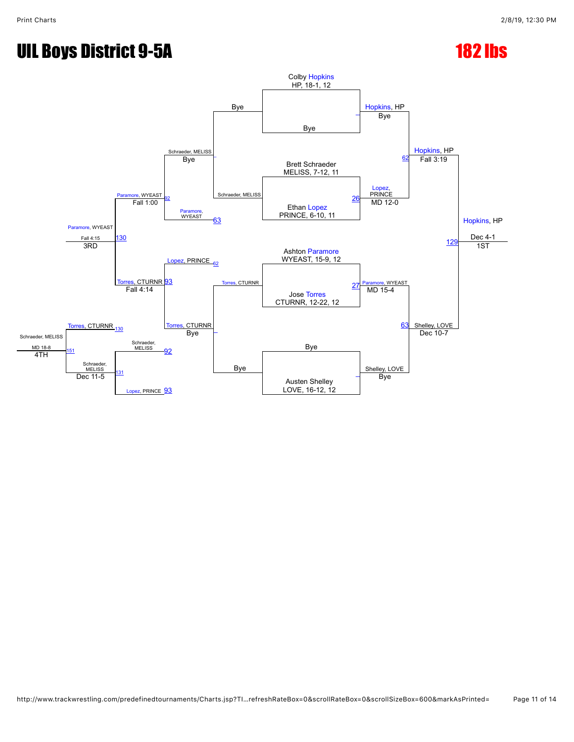# UIL Boys District 9-5A

## 182 lbs

### Championship Bracket

**First Round**

- Colby Hopkins (HP, 18-1, 12) vs. Bye — Hopkins, HP: Bye
- Brett Schraeder (MELISS, 7-12, 11) vs. Ethan Lopez (PRINCE, 6-10, 11) — Bout 26 — Lopez, PRINCE: MD 12-0
- Ashton Paramore (WYEAST, 15-9, 12) vs. Jose Torres (CTURNR, 12-22, 12) — Bout 27 — Paramore, WYEAST: MD 15-4
- Bye vs. Austen Shelley (LOVE, 16-12, 12) — Shelley, LOVE: Bye

**Semifinals**

- Hopkins, HP vs. Lopez, PRINCE — Bout 62 — Hopkins, HP: Fall 3:19
- Paramore, WYEAST vs. Shelley, LOVE — Bout 63 — Shelley, LOVE: Dec 10-7

**Final**

- Hopkins, HP vs. Shelley, LOVE — Bout 129 — Hopkins, HP: Dec 4-1 — **1ST**

### Consolation Bracket

**Consolation Round 1**

- Bye vs. Schraeder, MELISS — Schraeder, MELISS: Bye
- Torres, CTURNR vs. Bye — Torres, CTURNR: Bye

**Consolation Round 2**

- Schraeder, MELISS vs. Paramore, WYEAST (loser of 63) — Bout 92 — Paramore, WYEAST: Fall 1:00
- Lopez, PRINCE (loser of 62) vs. Torres, CTURNR — Bout 93 — Torres, CTURNR: Fall 4:14

**3rd Place**

- Paramore, WYEAST vs. Torres, CTURNR — Bout 130 — Paramore, WYEAST: Fall 4:15 — **3RD**

**Consolation Match (4th Place)**

- Schraeder, MELISS (loser of 92) vs. Lopez, PRINCE (loser of 93) — Bout 131 — Schraeder, MELISS: Dec 11-5
- Torres, CTURNR (loser of 130) vs. Schraeder, MELISS — Bout 151 — Schraeder, MELISS: MD 18-8 — **4TH**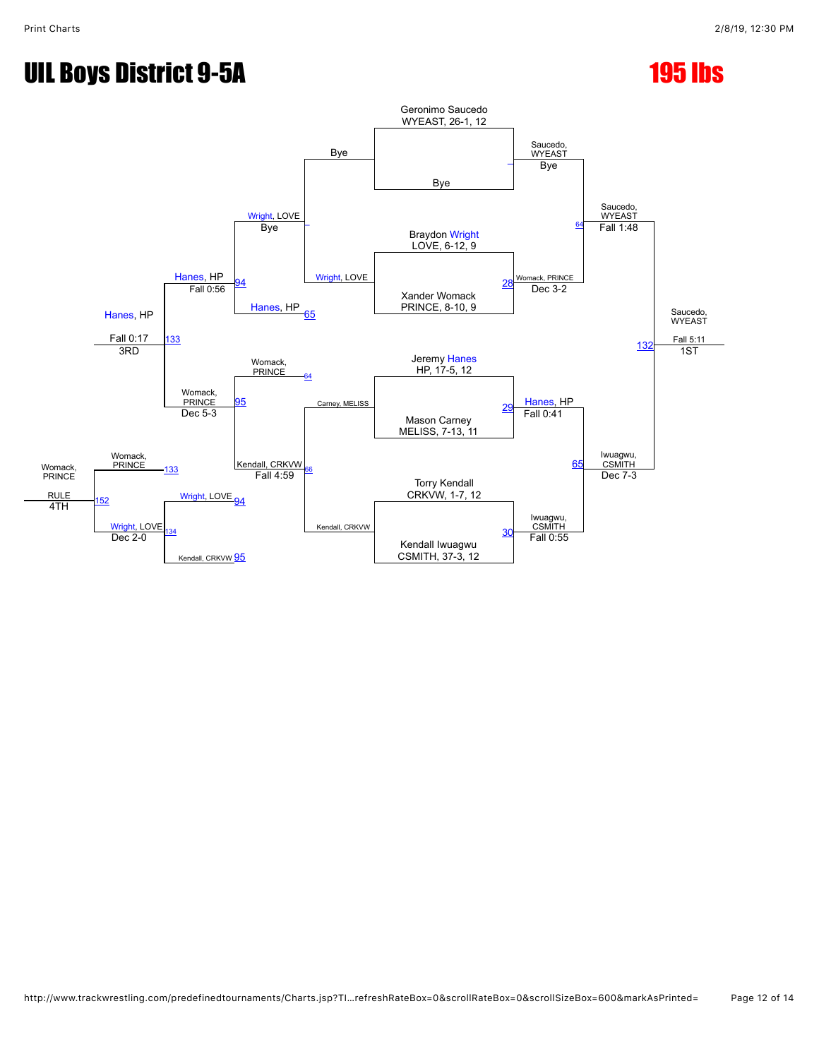# UIL Boys District 9-5A

## 195 lbs

### Championship Bracket

**First Round**

- Geronimo Saucedo, WYEAST, 26-1, 12 vs Bye → Saucedo, WYEAST (Bye)
- Braydon Wright, LOVE, 6-12, 9 vs Xander Womack, PRINCE, 8-10, 9 → Womack, PRINCE (28) — Dec 3-2
- Jeremy Hanes, HP, 17-5, 12 vs Mason Carney, MELISS, 7-13, 11 → Hanes, HP (29) — Fall 0:41
- Torry Kendall, CRKVW, 1-7, 12 vs Kendall Iwuagwu, CSMITH, 37-3, 12 → Iwuagwu, CSMITH (30) — Fall 0:55

**Semifinals**

- Saucedo, WYEAST vs Womack, PRINCE → Saucedo, WYEAST (64) — Fall 1:48
- Hanes, HP vs Iwuagwu, CSMITH → Iwuagwu, CSMITH (65) — Dec 7-3

**Final**

- Saucedo, WYEAST vs Iwuagwu, CSMITH → Saucedo, WYEAST (132) — Fall 5:11 — 1ST

### Consolation Bracket

**Consolation Round 1**

- Bye vs Wright, LOVE → Wright, LOVE (Bye)
- Carney, MELISS vs Kendall, CRKVW → Kendall, CRKVW (66)

**Consolation Round 2**

- Wright, LOVE vs Hanes, HP → Hanes, HP (94) — Fall 0:56
- Womack, PRINCE vs Kendall, CRKVW → Womack, PRINCE (95) — Dec 5-3

**Consolation Semifinal**

- Hanes, HP vs Womack, PRINCE → Hanes, HP (133) — Fall 0:17 — 3RD

**Consolation Bracket (lower)**

- Wright, LOVE (94) vs Kendall, CRKVW (95) → Wright, LOVE (134) — Dec 2-0
- Womack, PRINCE (133) vs Wright, LOVE (134) → Womack, PRINCE (152) — RULE — 4TH

*Note: Womack, PRINCE (64) and Kendall, CRKVW (66) also feed into the Consolation Round 2 bracket (95).*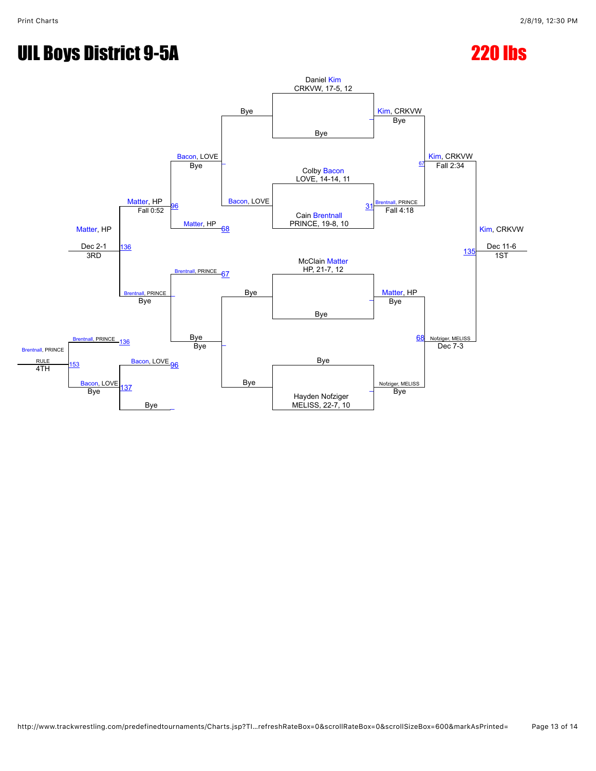# UIL Boys District 9-5A

# 220 lbs

## Championship Bracket

**Seeds / First Round:**

- Daniel Kim, CRKVW, 17-5, 12 vs Bye → Kim, CRKVW (Bye)
- Colby Bacon, LOVE, 14-14, 11 vs Cain Brentnall, PRINCE, 19-8, 10 → Brentnall, PRINCE (Fall 4:18) [31]
- McClain Matter, HP, 21-7, 12 vs Bye → Matter, HP (Bye)
- Bye vs Hayden Nofziger, MELISS, 22-7, 10 → Nofziger, MELISS (Bye)

**Semifinals:**

- Kim, CRKVW vs Brentnall, PRINCE → Kim, CRKVW (Fall 2:34) [67]
- Matter, HP vs Nofziger, MELISS → Nofziger, MELISS (Dec 7-3) [68]

**Final:**

- Kim, CRKVW vs Nofziger, MELISS → Kim, CRKVW (Dec 11-6) [135] — 1ST

## Consolation Bracket

- Bye vs Bacon, LOVE → Bacon, LOVE (Bye)
- Bacon, LOVE vs Matter, HP → Matter, HP (Fall 0:52) [96]
- Bye vs Bye → Bye
- Brentnall, PRINCE vs Bye → Brentnall, PRINCE (Bye) [67]
- Matter, HP [68] vs Brentnall, PRINCE → Matter, HP (Dec 2-1) [136] — 3RD
- Brentnall, PRINCE [136] vs Bacon, LOVE [96] → Brentnall, PRINCE (RULE) [153] — 4TH
- Bacon, LOVE [137] vs Bye → Bacon, LOVE (Bye)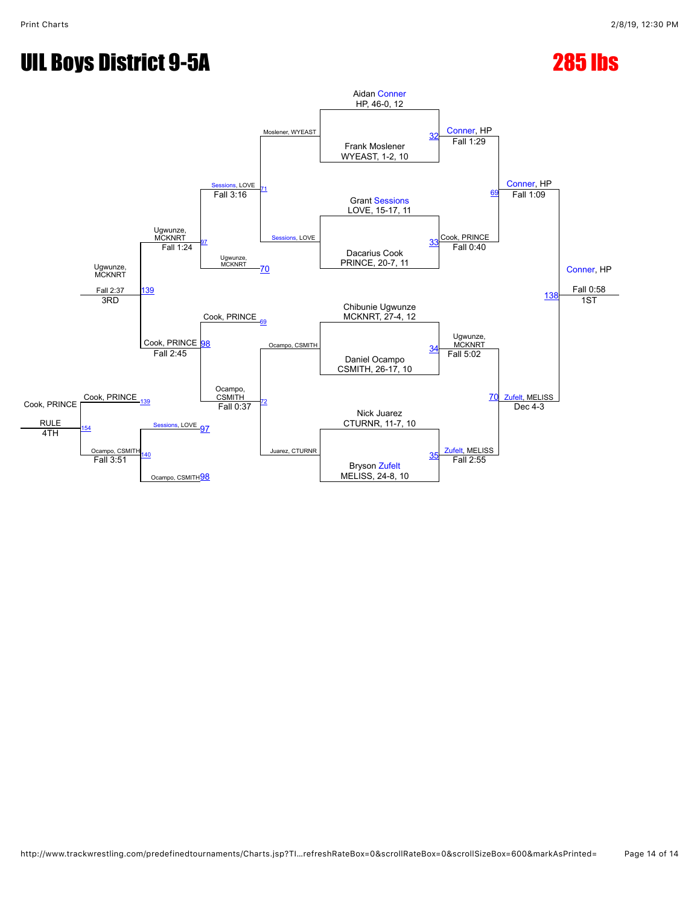# UIL Boys District 9-5A

# 285 lbs

Aidan Conner
HP, 46-0, 12

Frank Moslener
WYEAST, 1-2, 10

Moslener, WYEAST

32

Conner, HP
Fall 1:29

Sessions, LOVE
Fall 3:16

71

69

Conner, HP
Fall 1:09

Grant Sessions
LOVE, 15-17, 11

Sessions, LOVE

Dacarius Cook
PRINCE, 20-7, 11

33

Cook, PRINCE
Fall 0:40

Ugwunze, MCKNRT
Fall 1:24

97

Ugwunze, MCKNRT

70

Ugwunze, MCKNRT
Fall 2:37
3RD

139

Conner, HP

138

Fall 0:58
1ST

Chibunie Ugwunze
MCKNRT, 27-4, 12

Cook, PRINCE

69

Ocampo, CSMITH

Daniel Ocampo
CSMITH, 26-17, 10

34

Ugwunze, MCKNRT
Fall 5:02

Cook, PRINCE
Fall 2:45

98

Ocampo, CSMITH
Fall 0:37

72

70

Zufelt, MELISS
Dec 4-3

Nick Juarez
CTURNR, 11-7, 10

Juarez, CTURNR

Bryson Zufelt
MELISS, 24-8, 10

35

Zufelt, MELISS
Fall 2:55

Cook, PRINCE

139

Cook, PRINCE
RULE
4TH

154

Sessions, LOVE

97

Ocampo, CSMITH
Fall 3:51

140

Ocampo, CSMITH

98